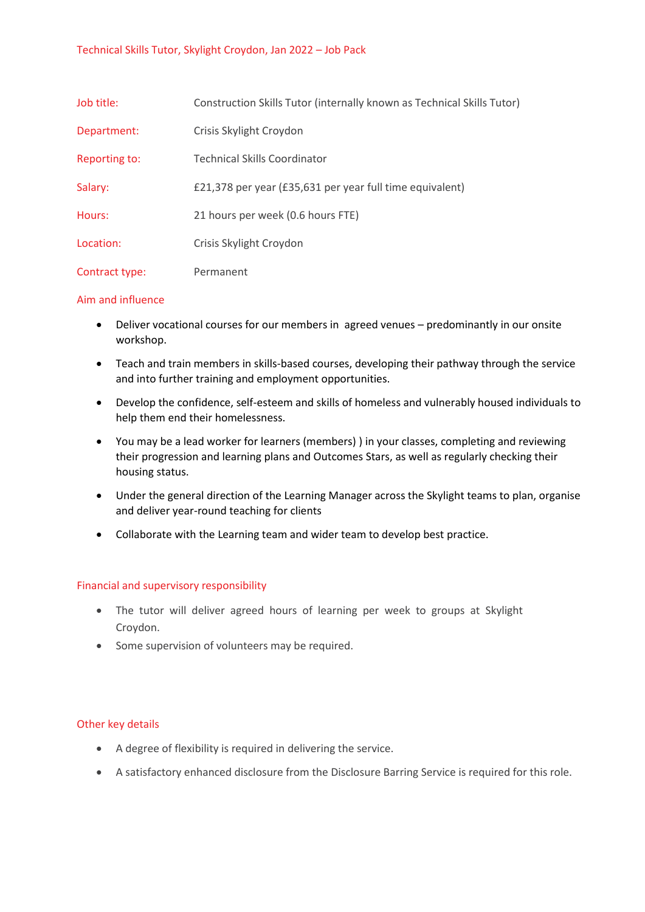# Technical Skills Tutor, Skylight Croydon, Jan 2022 – Job Pack

| | |
|---|---|
| Job title: | Construction Skills Tutor (internally known as Technical Skills Tutor) |
| Department: | Crisis Skylight Croydon |
| Reporting to: | Technical Skills Coordinator |
| Salary: | £21,378 per year (£35,631 per year full time equivalent) |
| Hours: | 21 hours per week (0.6 hours FTE) |
| Location: | Crisis Skylight Croydon |
| Contract type: | Permanent |

## Aim and influence

- Deliver vocational courses for our members in agreed venues – predominantly in our onsite workshop.
- Teach and train members in skills-based courses, developing their pathway through the service and into further training and employment opportunities.
- Develop the confidence, self-esteem and skills of homeless and vulnerably housed individuals to help them end their homelessness.
- You may be a lead worker for learners (members) ) in your classes, completing and reviewing their progression and learning plans and Outcomes Stars, as well as regularly checking their housing status.
- Under the general direction of the Learning Manager across the Skylight teams to plan, organise and deliver year-round teaching for clients
- Collaborate with the Learning team and wider team to develop best practice.

## Financial and supervisory responsibility

- The tutor will deliver agreed hours of learning per week to groups at Skylight Croydon.
- Some supervision of volunteers may be required.

## Other key details

- A degree of flexibility is required in delivering the service.
- A satisfactory enhanced disclosure from the Disclosure Barring Service is required for this role.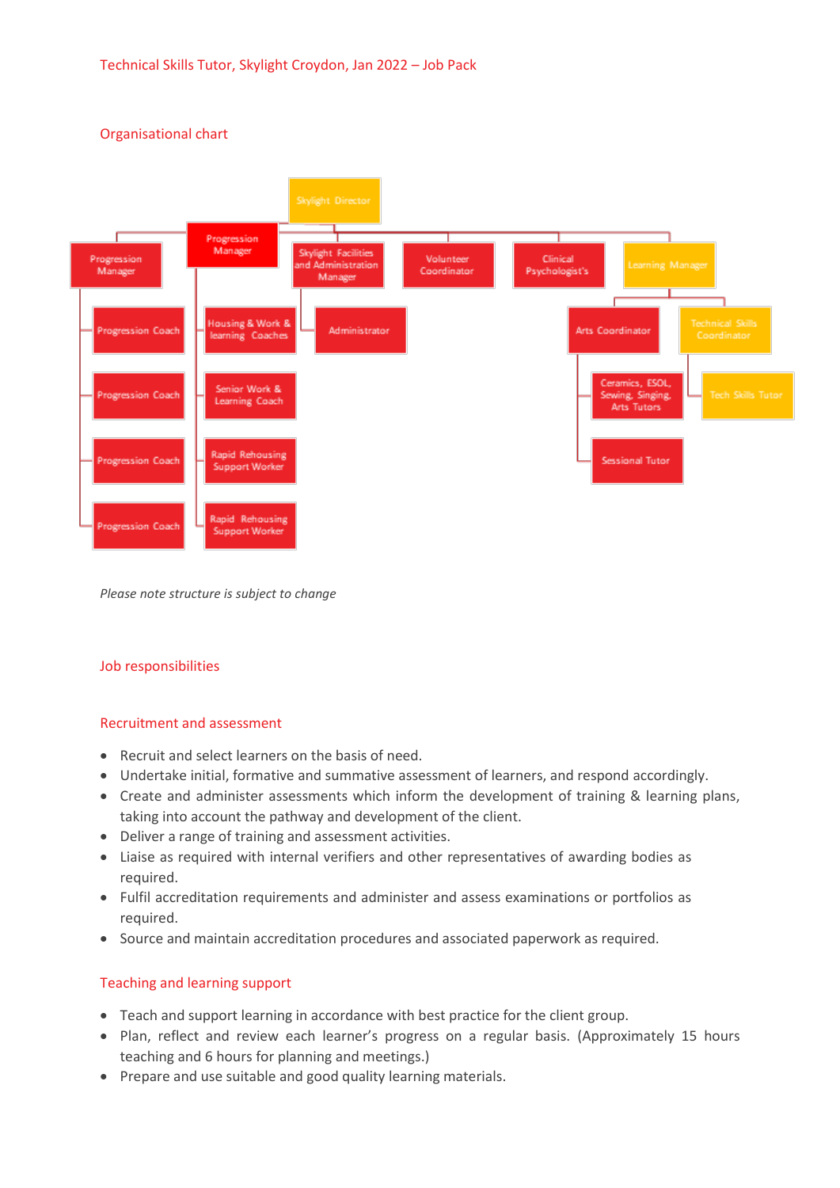## Organisational chart

Skylight Director

Progression Manager

Progression Manager

Skylight Facilities and Administration Manager

Volunteer Coordinator

Clinical Psychologist's

Learning Manager

Progression Coach

Progression Coach

Progression Coach

Progression Coach

Housing & Work & learning Coaches

Senior Work & Learning Coach

Rapid Rehousing Support Worker

Rapid Rehousing Support Worker

Administrator

Arts Coordinator

Technical Skills Coordinator

Ceramics, ESOL, Sewing, Singing, Arts Tutors

Sessional Tutor

Tech Skills Tutor

*Please note structure is subject to change*

## Job responsibilities

### Recruitment and assessment

- Recruit and select learners on the basis of need.
- Undertake initial, formative and summative assessment of learners, and respond accordingly.
- Create and administer assessments which inform the development of training & learning plans, taking into account the pathway and development of the client.
- Deliver a range of training and assessment activities.
- Liaise as required with internal verifiers and other representatives of awarding bodies as required.
- Fulfil accreditation requirements and administer and assess examinations or portfolios as required.
- Source and maintain accreditation procedures and associated paperwork as required.

### Teaching and learning support

- Teach and support learning in accordance with best practice for the client group.
- Plan, reflect and review each learner's progress on a regular basis. (Approximately 15 hours teaching and 6 hours for planning and meetings.)
- Prepare and use suitable and good quality learning materials.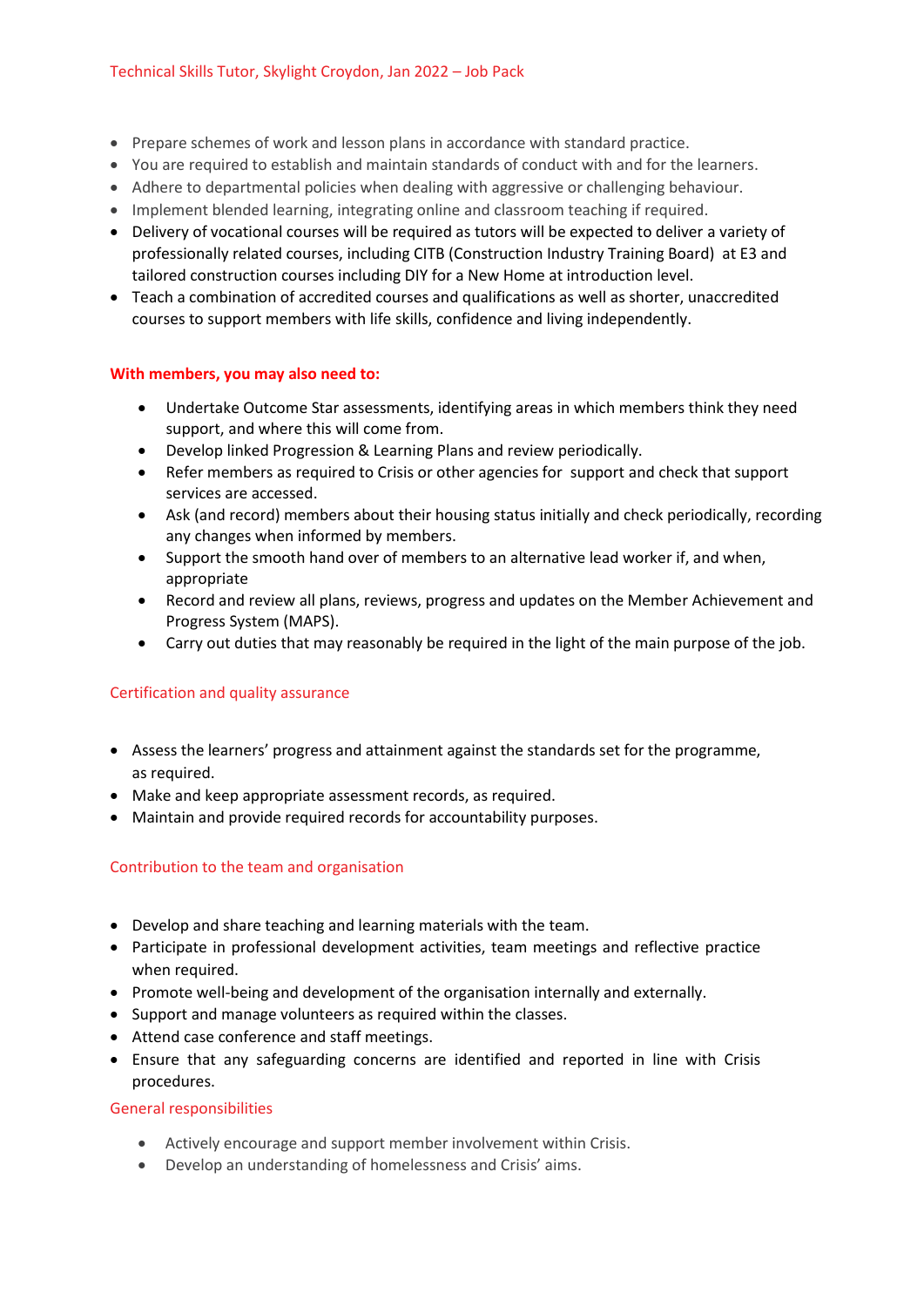- Prepare schemes of work and lesson plans in accordance with standard practice.
- You are required to establish and maintain standards of conduct with and for the learners.
- Adhere to departmental policies when dealing with aggressive or challenging behaviour.
- Implement blended learning, integrating online and classroom teaching if required.
- Delivery of vocational courses will be required as tutors will be expected to deliver a variety of professionally related courses, including CITB (Construction Industry Training Board) at E3 and tailored construction courses including DIY for a New Home at introduction level.
- Teach a combination of accredited courses and qualifications as well as shorter, unaccredited courses to support members with life skills, confidence and living independently.

**With members, you may also need to:**

- Undertake Outcome Star assessments, identifying areas in which members think they need support, and where this will come from.
- Develop linked Progression & Learning Plans and review periodically.
- Refer members as required to Crisis or other agencies for support and check that support services are accessed.
- Ask (and record) members about their housing status initially and check periodically, recording any changes when informed by members.
- Support the smooth hand over of members to an alternative lead worker if, and when, appropriate
- Record and review all plans, reviews, progress and updates on the Member Achievement and Progress System (MAPS).
- Carry out duties that may reasonably be required in the light of the main purpose of the job.

## Certification and quality assurance

- Assess the learners' progress and attainment against the standards set for the programme, as required.
- Make and keep appropriate assessment records, as required.
- Maintain and provide required records for accountability purposes.

## Contribution to the team and organisation

- Develop and share teaching and learning materials with the team.
- Participate in professional development activities, team meetings and reflective practice when required.
- Promote well-being and development of the organisation internally and externally.
- Support and manage volunteers as required within the classes.
- Attend case conference and staff meetings.
- Ensure that any safeguarding concerns are identified and reported in line with Crisis procedures.

## General responsibilities

- Actively encourage and support member involvement within Crisis.
- Develop an understanding of homelessness and Crisis' aims.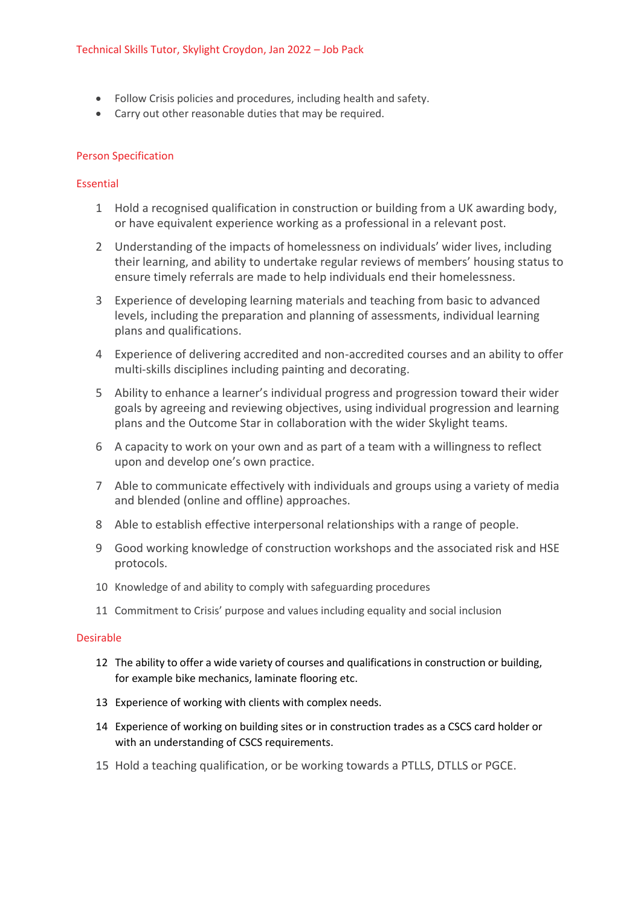- Follow Crisis policies and procedures, including health and safety.
- Carry out other reasonable duties that may be required.

## Person Specification

### Essential

1. Hold a recognised qualification in construction or building from a UK awarding body, or have equivalent experience working as a professional in a relevant post.
2. Understanding of the impacts of homelessness on individuals' wider lives, including their learning, and ability to undertake regular reviews of members' housing status to ensure timely referrals are made to help individuals end their homelessness.
3. Experience of developing learning materials and teaching from basic to advanced levels, including the preparation and planning of assessments, individual learning plans and qualifications.
4. Experience of delivering accredited and non-accredited courses and an ability to offer multi-skills disciplines including painting and decorating.
5. Ability to enhance a learner's individual progress and progression toward their wider goals by agreeing and reviewing objectives, using individual progression and learning plans and the Outcome Star in collaboration with the wider Skylight teams.
6. A capacity to work on your own and as part of a team with a willingness to reflect upon and develop one's own practice.
7. Able to communicate effectively with individuals and groups using a variety of media and blended (online and offline) approaches.
8. Able to establish effective interpersonal relationships with a range of people.
9. Good working knowledge of construction workshops and the associated risk and HSE protocols.
10. Knowledge of and ability to comply with safeguarding procedures
11. Commitment to Crisis' purpose and values including equality and social inclusion

### Desirable

12. The ability to offer a wide variety of courses and qualifications in construction or building, for example bike mechanics, laminate flooring etc.
13. Experience of working with clients with complex needs.
14. Experience of working on building sites or in construction trades as a CSCS card holder or with an understanding of CSCS requirements.
15. Hold a teaching qualification, or be working towards a PTLLS, DTLLS or PGCE.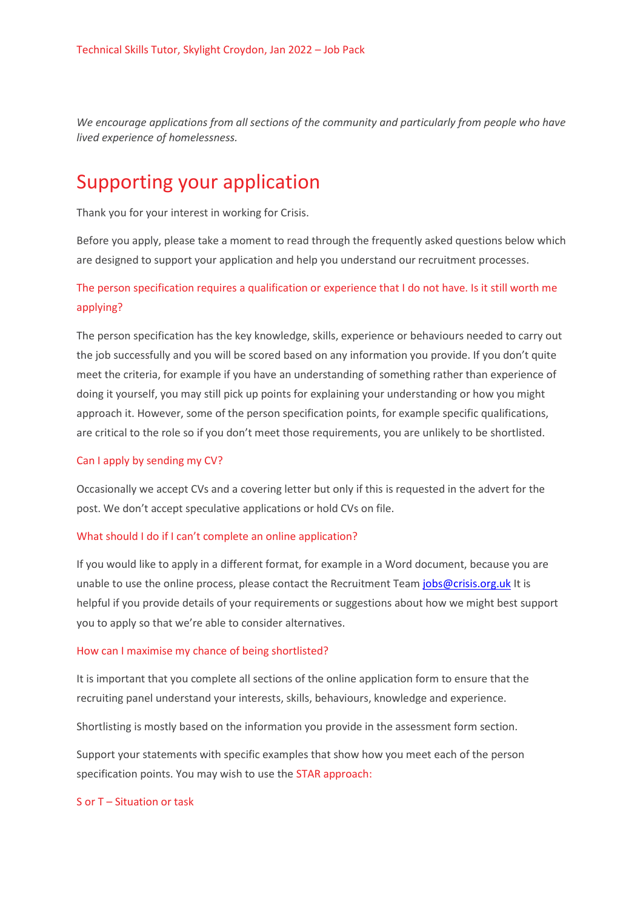*We encourage applications from all sections of the community and particularly from people who have lived experience of homelessness.*

# Supporting your application

Thank you for your interest in working for Crisis.

Before you apply, please take a moment to read through the frequently asked questions below which are designed to support your application and help you understand our recruitment processes.

### The person specification requires a qualification or experience that I do not have. Is it still worth me applying?

The person specification has the key knowledge, skills, experience or behaviours needed to carry out the job successfully and you will be scored based on any information you provide. If you don't quite meet the criteria, for example if you have an understanding of something rather than experience of doing it yourself, you may still pick up points for explaining your understanding or how you might approach it. However, some of the person specification points, for example specific qualifications, are critical to the role so if you don't meet those requirements, you are unlikely to be shortlisted.

### Can I apply by sending my CV?

Occasionally we accept CVs and a covering letter but only if this is requested in the advert for the post. We don't accept speculative applications or hold CVs on file.

### What should I do if I can't complete an online application?

If you would like to apply in a different format, for example in a Word document, because you are unable to use the online process, please contact the Recruitment Team jobs@crisis.org.uk It is helpful if you provide details of your requirements or suggestions about how we might best support you to apply so that we're able to consider alternatives.

### How can I maximise my chance of being shortlisted?

It is important that you complete all sections of the online application form to ensure that the recruiting panel understand your interests, skills, behaviours, knowledge and experience.

Shortlisting is mostly based on the information you provide in the assessment form section.

Support your statements with specific examples that show how you meet each of the person specification points. You may wish to use the STAR approach:

S or T – Situation or task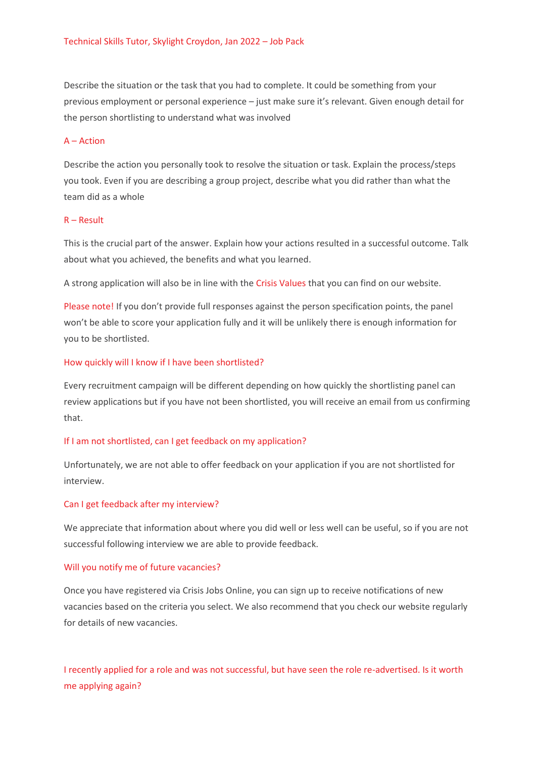Describe the situation or the task that you had to complete. It could be something from your previous employment or personal experience – just make sure it's relevant. Given enough detail for the person shortlisting to understand what was involved

### A – Action

Describe the action you personally took to resolve the situation or task. Explain the process/steps you took. Even if you are describing a group project, describe what you did rather than what the team did as a whole

### R – Result

This is the crucial part of the answer. Explain how your actions resulted in a successful outcome. Talk about what you achieved, the benefits and what you learned.

A strong application will also be in line with the Crisis Values that you can find on our website.

**Please note!** If you don't provide full responses against the person specification points, the panel won't be able to score your application fully and it will be unlikely there is enough information for you to be shortlisted.

### How quickly will I know if I have been shortlisted?

Every recruitment campaign will be different depending on how quickly the shortlisting panel can review applications but if you have not been shortlisted, you will receive an email from us confirming that.

### If I am not shortlisted, can I get feedback on my application?

Unfortunately, we are not able to offer feedback on your application if you are not shortlisted for interview.

### Can I get feedback after my interview?

We appreciate that information about where you did well or less well can be useful, so if you are not successful following interview we are able to provide feedback.

### Will you notify me of future vacancies?

Once you have registered via Crisis Jobs Online, you can sign up to receive notifications of new vacancies based on the criteria you select. We also recommend that you check our website regularly for details of new vacancies.

### I recently applied for a role and was not successful, but have seen the role re-advertised. Is it worth me applying again?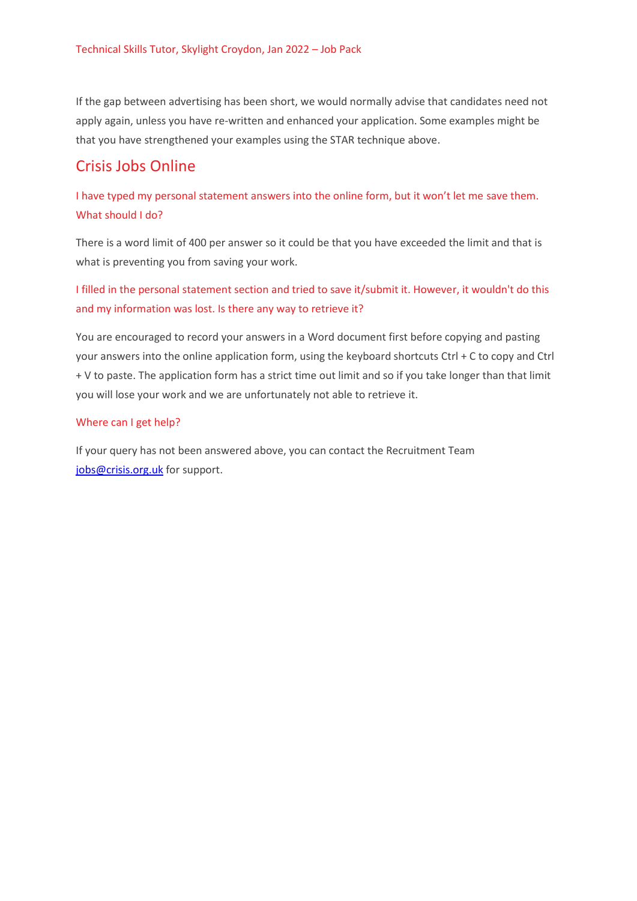If the gap between advertising has been short, we would normally advise that candidates need not apply again, unless you have re-written and enhanced your application. Some examples might be that you have strengthened your examples using the STAR technique above.

## Crisis Jobs Online

### I have typed my personal statement answers into the online form, but it won't let me save them. What should I do?

There is a word limit of 400 per answer so it could be that you have exceeded the limit and that is what is preventing you from saving your work.

### I filled in the personal statement section and tried to save it/submit it. However, it wouldn't do this and my information was lost. Is there any way to retrieve it?

You are encouraged to record your answers in a Word document first before copying and pasting your answers into the online application form, using the keyboard shortcuts Ctrl + C to copy and Ctrl + V to paste. The application form has a strict time out limit and so if you take longer than that limit you will lose your work and we are unfortunately not able to retrieve it.

### Where can I get help?

If your query has not been answered above, you can contact the Recruitment Team [jobs@crisis.org.uk](mailto:jobs@crisis.org.uk) for support.